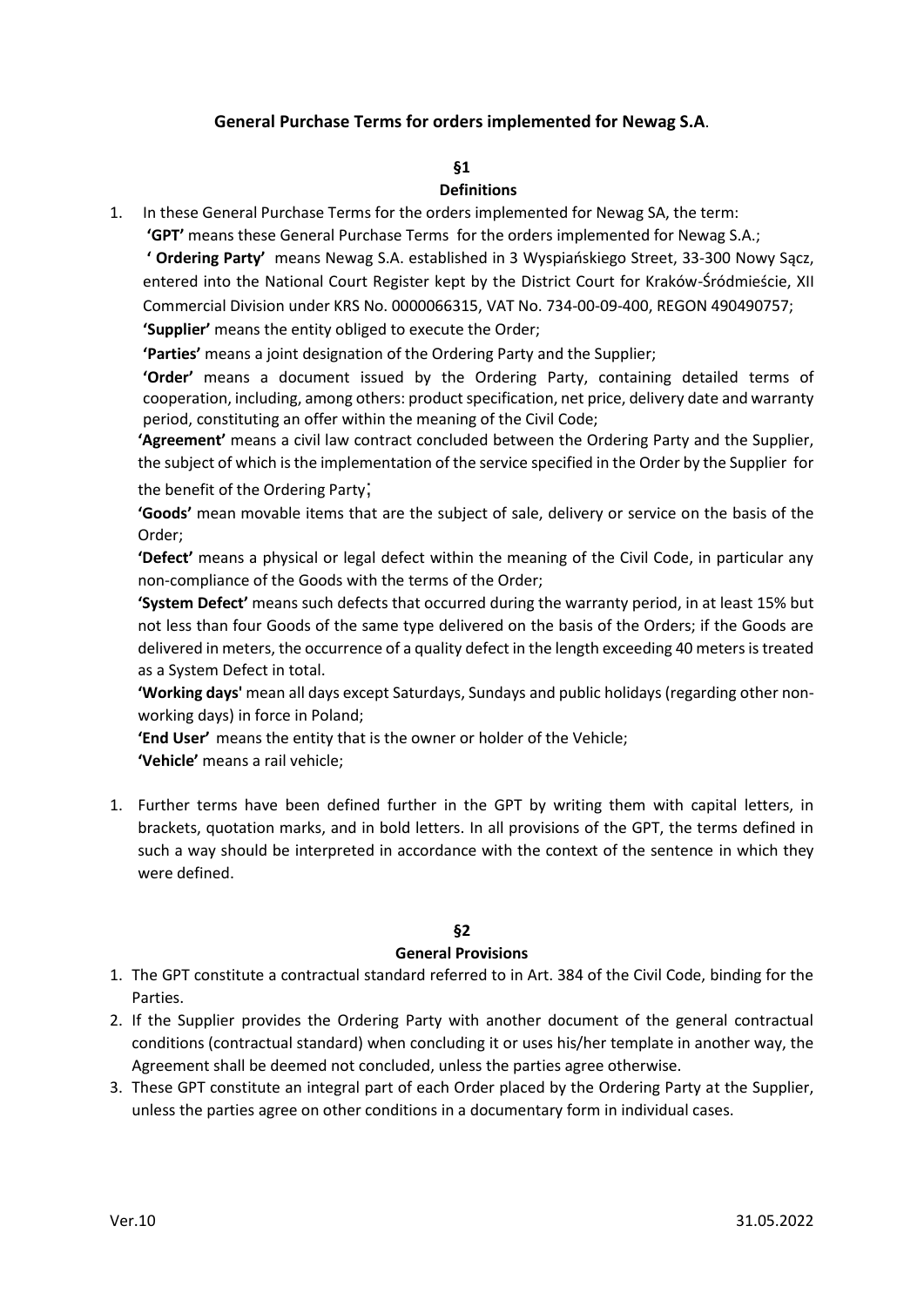# General Purchase Terms for orders implemented for Newag S.A.

## §1
## Definitions

1. In these General Purchase Terms for the orders implemented for Newag SA, the term:

   **'GPT'** means these General Purchase Terms for the orders implemented for Newag S.A.;

   **' Ordering Party'** means Newag S.A. established in 3 Wyspiańskiego Street, 33-300 Nowy Sącz, entered into the National Court Register kept by the District Court for Kraków-Śródmieście, XII Commercial Division under KRS No. 0000066315, VAT No. 734-00-09-400, REGON 490490757;

   **'Supplier'** means the entity obliged to execute the Order;

   **'Parties'** means a joint designation of the Ordering Party and the Supplier;

   **'Order'** means a document issued by the Ordering Party, containing detailed terms of cooperation, including, among others: product specification, net price, delivery date and warranty period, constituting an offer within the meaning of the Civil Code;

   **'Agreement'** means a civil law contract concluded between the Ordering Party and the Supplier, the subject of which is the implementation of the service specified in the Order by the Supplier for the benefit of the Ordering Party;

   **'Goods'** mean movable items that are the subject of sale, delivery or service on the basis of the Order;

   **'Defect'** means a physical or legal defect within the meaning of the Civil Code, in particular any non-compliance of the Goods with the terms of the Order;

   **'System Defect'** means such defects that occurred during the warranty period, in at least 15% but not less than four Goods of the same type delivered on the basis of the Orders; if the Goods are delivered in meters, the occurrence of a quality defect in the length exceeding 40 meters is treated as a System Defect in total.

   **'Working days'** mean all days except Saturdays, Sundays and public holidays (regarding other non-working days) in force in Poland;

   **'End User'** means the entity that is the owner or holder of the Vehicle;

   **'Vehicle'** means a rail vehicle;

1. Further terms have been defined further in the GPT by writing them with capital letters, in brackets, quotation marks, and in bold letters. In all provisions of the GPT, the terms defined in such a way should be interpreted in accordance with the context of the sentence in which they were defined.

## §2
## General Provisions

1. The GPT constitute a contractual standard referred to in Art. 384 of the Civil Code, binding for the Parties.
2. If the Supplier provides the Ordering Party with another document of the general contractual conditions (contractual standard) when concluding it or uses his/her template in another way, the Agreement shall be deemed not concluded, unless the parties agree otherwise.
3. These GPT constitute an integral part of each Order placed by the Ordering Party at the Supplier, unless the parties agree on other conditions in a documentary form in individual cases.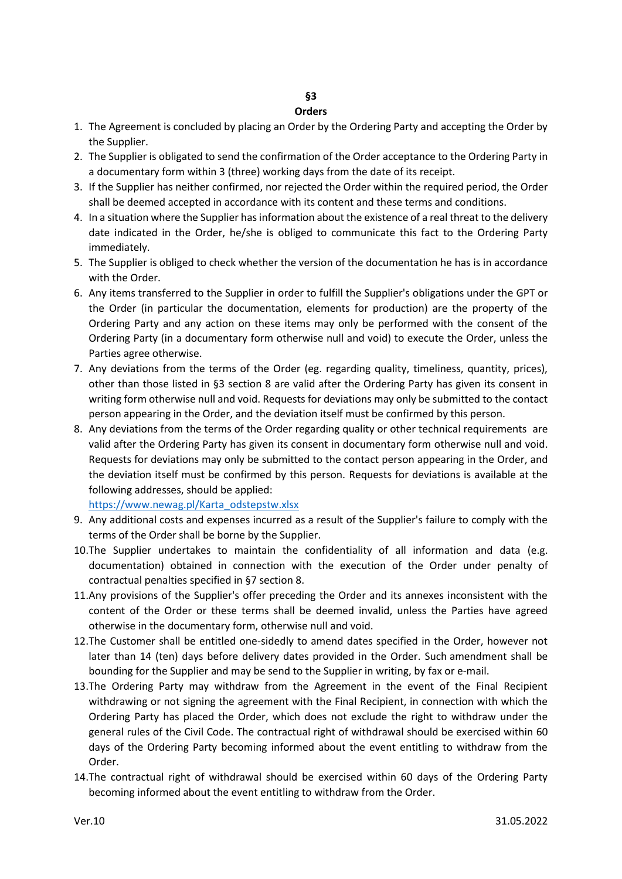## §3
## Orders

1. The Agreement is concluded by placing an Order by the Ordering Party and accepting the Order by the Supplier.
2. The Supplier is obligated to send the confirmation of the Order acceptance to the Ordering Party in a documentary form within 3 (three) working days from the date of its receipt.
3. If the Supplier has neither confirmed, nor rejected the Order within the required period, the Order shall be deemed accepted in accordance with its content and these terms and conditions.
4. In a situation where the Supplier has information about the existence of a real threat to the delivery date indicated in the Order, he/she is obliged to communicate this fact to the Ordering Party immediately.
5. The Supplier is obliged to check whether the version of the documentation he has is in accordance with the Order.
6. Any items transferred to the Supplier in order to fulfill the Supplier's obligations under the GPT or the Order (in particular the documentation, elements for production) are the property of the Ordering Party and any action on these items may only be performed with the consent of the Ordering Party (in a documentary form otherwise null and void) to execute the Order, unless the Parties agree otherwise.
7. Any deviations from the terms of the Order (eg. regarding quality, timeliness, quantity, prices), other than those listed in §3 section 8 are valid after the Ordering Party has given its consent in writing form otherwise null and void. Requests for deviations may only be submitted to the contact person appearing in the Order, and the deviation itself must be confirmed by this person.
8. Any deviations from the terms of the Order regarding quality or other technical requirements are valid after the Ordering Party has given its consent in documentary form otherwise null and void. Requests for deviations may only be submitted to the contact person appearing in the Order, and the deviation itself must be confirmed by this person. Requests for deviations is available at the following addresses, should be applied:
   https://www.newag.pl/Karta_odstepstw.xlsx
9. Any additional costs and expenses incurred as a result of the Supplier's failure to comply with the terms of the Order shall be borne by the Supplier.
10. The Supplier undertakes to maintain the confidentiality of all information and data (e.g. documentation) obtained in connection with the execution of the Order under penalty of contractual penalties specified in §7 section 8.
11. Any provisions of the Supplier's offer preceding the Order and its annexes inconsistent with the content of the Order or these terms shall be deemed invalid, unless the Parties have agreed otherwise in the documentary form, otherwise null and void.
12. The Customer shall be entitled one-sidedly to amend dates specified in the Order, however not later than 14 (ten) days before delivery dates provided in the Order. Such amendment shall be bounding for the Supplier and may be send to the Supplier in writing, by fax or e-mail.
13. The Ordering Party may withdraw from the Agreement in the event of the Final Recipient withdrawing or not signing the agreement with the Final Recipient, in connection with which the Ordering Party has placed the Order, which does not exclude the right to withdraw under the general rules of the Civil Code. The contractual right of withdrawal should be exercised within 60 days of the Ordering Party becoming informed about the event entitling to withdraw from the Order.
14. The contractual right of withdrawal should be exercised within 60 days of the Ordering Party becoming informed about the event entitling to withdraw from the Order.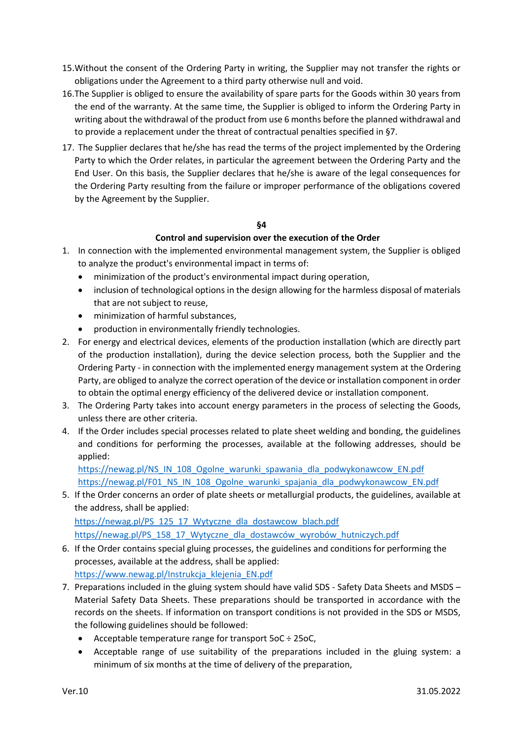15. Without the consent of the Ordering Party in writing, the Supplier may not transfer the rights or obligations under the Agreement to a third party otherwise null and void.
16. The Supplier is obliged to ensure the availability of spare parts for the Goods within 30 years from the end of the warranty. At the same time, the Supplier is obliged to inform the Ordering Party in writing about the withdrawal of the product from use 6 months before the planned withdrawal and to provide a replacement under the threat of contractual penalties specified in §7.
17. The Supplier declares that he/she has read the terms of the project implemented by the Ordering Party to which the Order relates, in particular the agreement between the Ordering Party and the End User. On this basis, the Supplier declares that he/she is aware of the legal consequences for the Ordering Party resulting from the failure or improper performance of the obligations covered by the Agreement by the Supplier.

**§4**

**Control and supervision over the execution of the Order**

1. In connection with the implemented environmental management system, the Supplier is obliged to analyze the product's environmental impact in terms of:
   - minimization of the product's environmental impact during operation,
   - inclusion of technological options in the design allowing for the harmless disposal of materials that are not subject to reuse,
   - minimization of harmful substances,
   - production in environmentally friendly technologies.
2. For energy and electrical devices, elements of the production installation (which are directly part of the production installation), during the device selection process, both the Supplier and the Ordering Party - in connection with the implemented energy management system at the Ordering Party, are obliged to analyze the correct operation of the device or installation component in order to obtain the optimal energy efficiency of the delivered device or installation component.
3. The Ordering Party takes into account energy parameters in the process of selecting the Goods, unless there are other criteria.
4. If the Order includes special processes related to plate sheet welding and bonding, the guidelines and conditions for performing the processes, available at the following addresses, should be applied:
   https://newag.pl/NS_IN_108_Ogolne_warunki_spawania_dla_podwykonawcow_EN.pdf
   https://newag.pl/F01_NS_IN_108_Ogolne_warunki_spajania_dla_podwykonawcow_EN.pdf
5. If the Order concerns an order of plate sheets or metallurgial products, the guidelines, available at the address, shall be applied:
   https://newag.pl/PS_125_17_Wytyczne_dla_dostawcow_blach.pdf
   https//newag.pl/PS_158_17_Wytyczne_dla_dostawców_wyrobów_hutniczych.pdf
6. If the Order contains special gluing processes, the guidelines and conditions for performing the processes, available at the address, shall be applied:
   https://www.newag.pl/Instrukcja_klejenia_EN.pdf
7. Preparations included in the gluing system should have valid SDS - Safety Data Sheets and MSDS – Material Safety Data Sheets. These preparations should be transported in accordance with the records on the sheets. If information on transport conditions is not provided in the SDS or MSDS, the following guidelines should be followed:
   - Acceptable temperature range for transport 5oC ÷ 25oC,
   - Acceptable range of use suitability of the preparations included in the gluing system: a minimum of six months at the time of delivery of the preparation,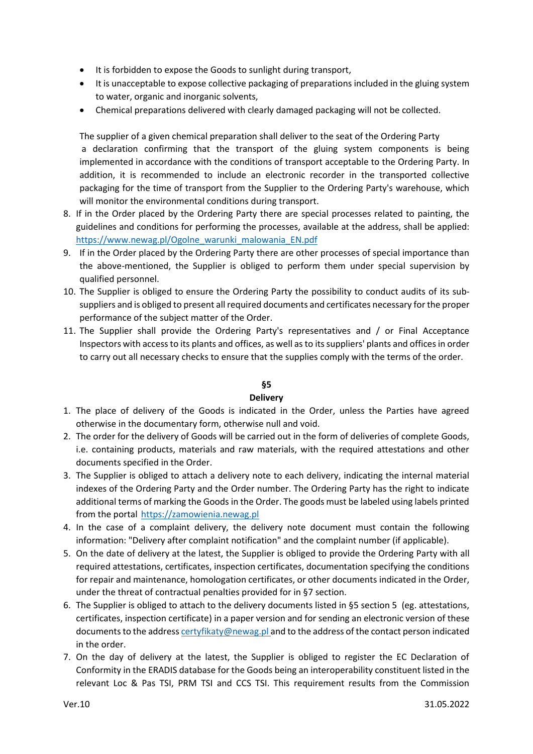- It is forbidden to expose the Goods to sunlight during transport,
- It is unacceptable to expose collective packaging of preparations included in the gluing system to water, organic and inorganic solvents,
- Chemical preparations delivered with clearly damaged packaging will not be collected.

The supplier of a given chemical preparation shall deliver to the seat of the Ordering Party a declaration confirming that the transport of the gluing system components is being implemented in accordance with the conditions of transport acceptable to the Ordering Party. In addition, it is recommended to include an electronic recorder in the transported collective packaging for the time of transport from the Supplier to the Ordering Party's warehouse, which will monitor the environmental conditions during transport.

8. If in the Order placed by the Ordering Party there are special processes related to painting, the guidelines and conditions for performing the processes, available at the address, shall be applied: https://www.newag.pl/Ogolne_warunki_malowania_EN.pdf
9. If in the Order placed by the Ordering Party there are other processes of special importance than the above-mentioned, the Supplier is obliged to perform them under special supervision by qualified personnel.
10. The Supplier is obliged to ensure the Ordering Party the possibility to conduct audits of its sub-suppliers and is obliged to present all required documents and certificates necessary for the proper performance of the subject matter of the Order.
11. The Supplier shall provide the Ordering Party's representatives and / or Final Acceptance Inspectors with access to its plants and offices, as well as to its suppliers' plants and offices in order to carry out all necessary checks to ensure that the supplies comply with the terms of the order.

## §5
## Delivery

1. The place of delivery of the Goods is indicated in the Order, unless the Parties have agreed otherwise in the documentary form, otherwise null and void.
2. The order for the delivery of Goods will be carried out in the form of deliveries of complete Goods, i.e. containing products, materials and raw materials, with the required attestations and other documents specified in the Order.
3. The Supplier is obliged to attach a delivery note to each delivery, indicating the internal material indexes of the Ordering Party and the Order number. The Ordering Party has the right to indicate additional terms of marking the Goods in the Order. The goods must be labeled using labels printed from the portal https://zamowienia.newag.pl
4. In the case of a complaint delivery, the delivery note document must contain the following information: "Delivery after complaint notification" and the complaint number (if applicable).
5. On the date of delivery at the latest, the Supplier is obliged to provide the Ordering Party with all required attestations, certificates, inspection certificates, documentation specifying the conditions for repair and maintenance, homologation certificates, or other documents indicated in the Order, under the threat of contractual penalties provided for in §7 section.
6. The Supplier is obliged to attach to the delivery documents listed in §5 section 5 (eg. attestations, certificates, inspection certificate) in a paper version and for sending an electronic version of these documents to the address certyfikaty@newag.pl and to the address of the contact person indicated in the order.
7. On the day of delivery at the latest, the Supplier is obliged to register the EC Declaration of Conformity in the ERADIS database for the Goods being an interoperability constituent listed in the relevant Loc & Pas TSI, PRM TSI and CCS TSI. This requirement results from the Commission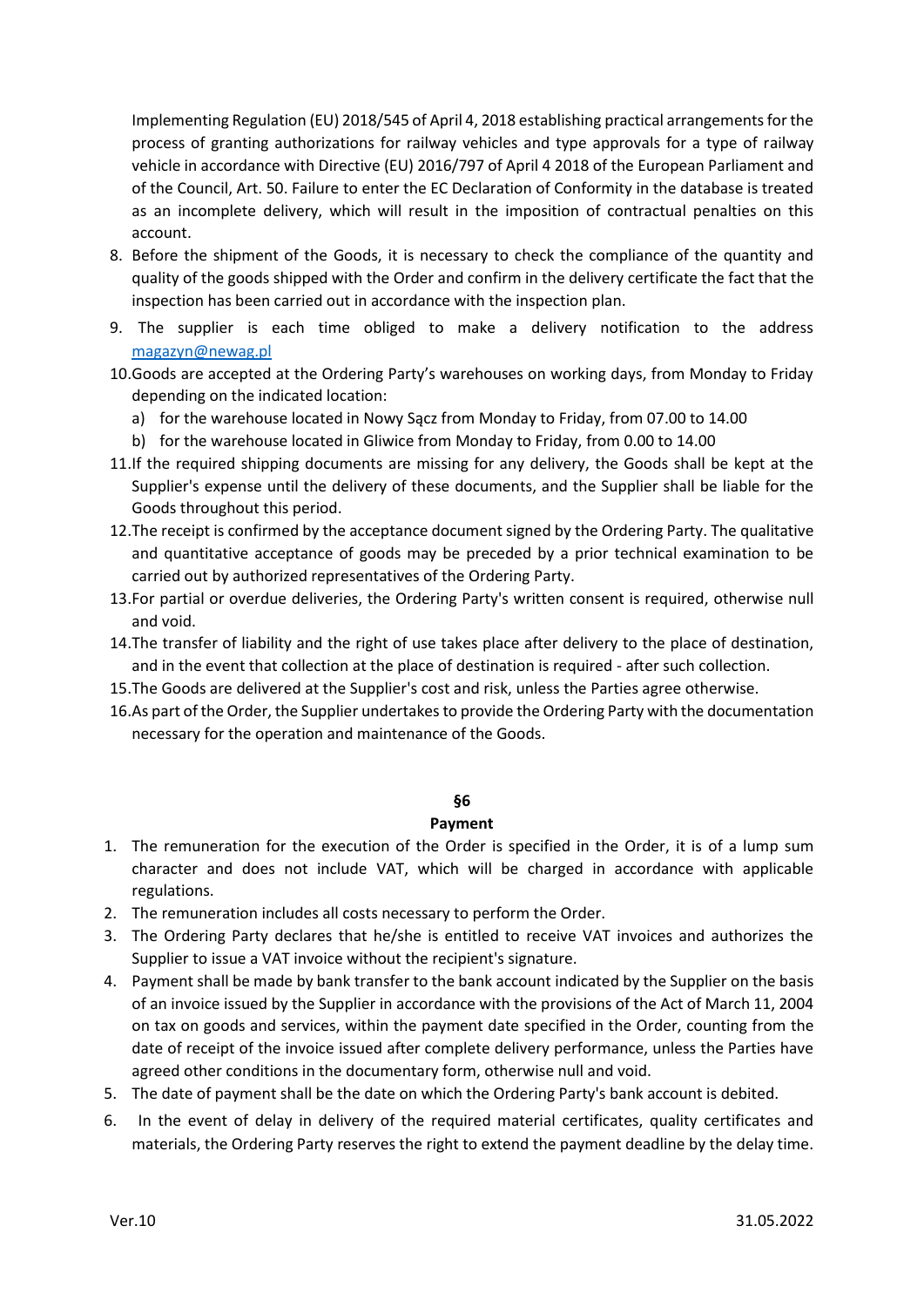Implementing Regulation (EU) 2018/545 of April 4, 2018 establishing practical arrangements for the process of granting authorizations for railway vehicles and type approvals for a type of railway vehicle in accordance with Directive (EU) 2016/797 of April 4 2018 of the European Parliament and of the Council, Art. 50. Failure to enter the EC Declaration of Conformity in the database is treated as an incomplete delivery, which will result in the imposition of contractual penalties on this account.

8. Before the shipment of the Goods, it is necessary to check the compliance of the quantity and quality of the goods shipped with the Order and confirm in the delivery certificate the fact that the inspection has been carried out in accordance with the inspection plan.
9. The supplier is each time obliged to make a delivery notification to the address magazyn@newag.pl
10. Goods are accepted at the Ordering Party's warehouses on working days, from Monday to Friday depending on the indicated location:
    a) for the warehouse located in Nowy Sącz from Monday to Friday, from 07.00 to 14.00
    b) for the warehouse located in Gliwice from Monday to Friday, from 0.00 to 14.00
11. If the required shipping documents are missing for any delivery, the Goods shall be kept at the Supplier's expense until the delivery of these documents, and the Supplier shall be liable for the Goods throughout this period.
12. The receipt is confirmed by the acceptance document signed by the Ordering Party. The qualitative and quantitative acceptance of goods may be preceded by a prior technical examination to be carried out by authorized representatives of the Ordering Party.
13. For partial or overdue deliveries, the Ordering Party's written consent is required, otherwise null and void.
14. The transfer of liability and the right of use takes place after delivery to the place of destination, and in the event that collection at the place of destination is required - after such collection.
15. The Goods are delivered at the Supplier's cost and risk, unless the Parties agree otherwise.
16. As part of the Order, the Supplier undertakes to provide the Ordering Party with the documentation necessary for the operation and maintenance of the Goods.

## §6
## Payment

1. The remuneration for the execution of the Order is specified in the Order, it is of a lump sum character and does not include VAT, which will be charged in accordance with applicable regulations.
2. The remuneration includes all costs necessary to perform the Order.
3. The Ordering Party declares that he/she is entitled to receive VAT invoices and authorizes the Supplier to issue a VAT invoice without the recipient's signature.
4. Payment shall be made by bank transfer to the bank account indicated by the Supplier on the basis of an invoice issued by the Supplier in accordance with the provisions of the Act of March 11, 2004 on tax on goods and services, within the payment date specified in the Order, counting from the date of receipt of the invoice issued after complete delivery performance, unless the Parties have agreed other conditions in the documentary form, otherwise null and void.
5. The date of payment shall be the date on which the Ordering Party's bank account is debited.
6. In the event of delay in delivery of the required material certificates, quality certificates and materials, the Ordering Party reserves the right to extend the payment deadline by the delay time.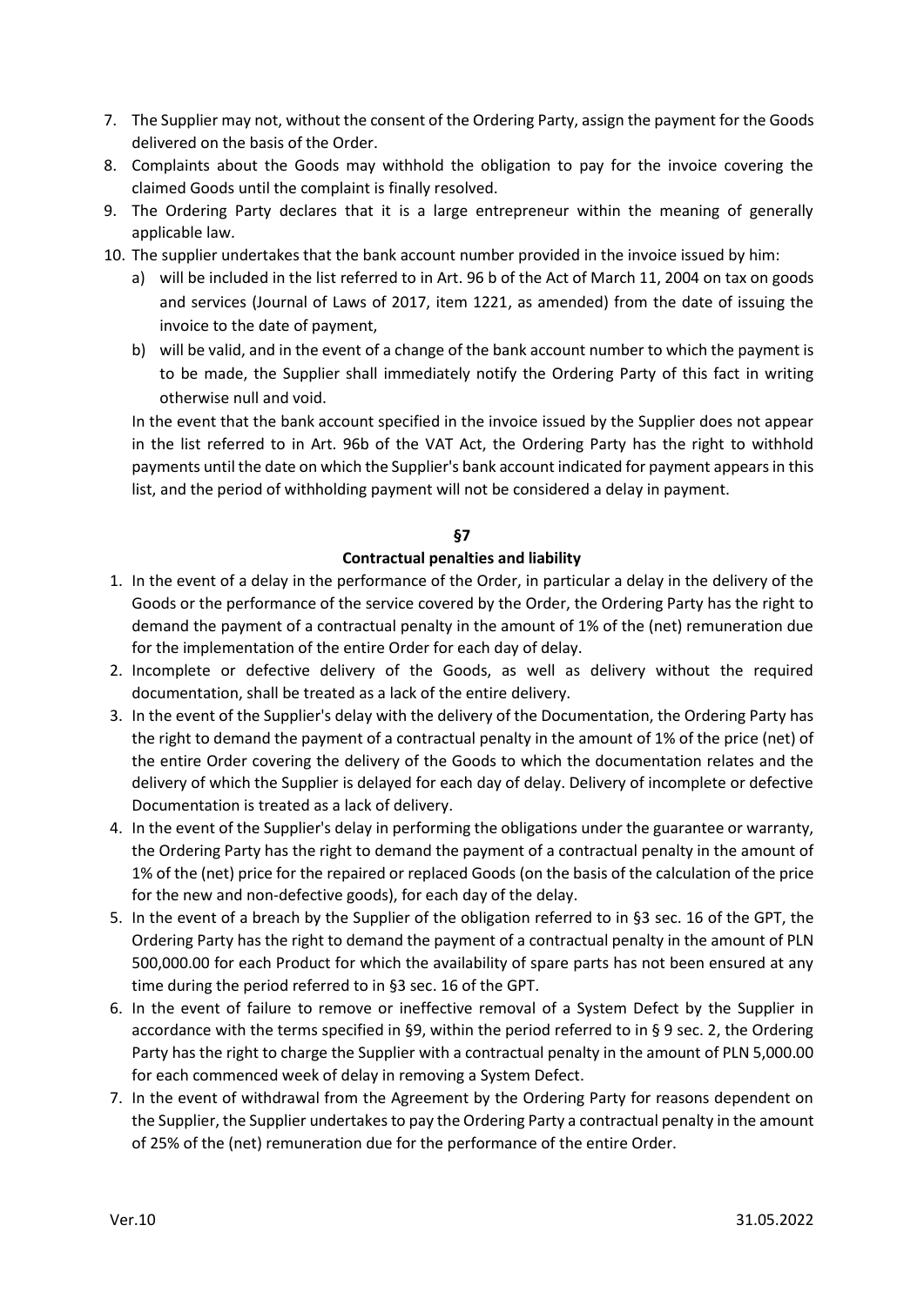7. The Supplier may not, without the consent of the Ordering Party, assign the payment for the Goods delivered on the basis of the Order.
8. Complaints about the Goods may withhold the obligation to pay for the invoice covering the claimed Goods until the complaint is finally resolved.
9. The Ordering Party declares that it is a large entrepreneur within the meaning of generally applicable law.
10. The supplier undertakes that the bank account number provided in the invoice issued by him:
    a) will be included in the list referred to in Art. 96 b of the Act of March 11, 2004 on tax on goods and services (Journal of Laws of 2017, item 1221, as amended) from the date of issuing the invoice to the date of payment,
    b) will be valid, and in the event of a change of the bank account number to which the payment is to be made, the Supplier shall immediately notify the Ordering Party of this fact in writing otherwise null and void.

    In the event that the bank account specified in the invoice issued by the Supplier does not appear in the list referred to in Art. 96b of the VAT Act, the Ordering Party has the right to withhold payments until the date on which the Supplier's bank account indicated for payment appears in this list, and the period of withholding payment will not be considered a delay in payment.

## §7

## Contractual penalties and liability

1. In the event of a delay in the performance of the Order, in particular a delay in the delivery of the Goods or the performance of the service covered by the Order, the Ordering Party has the right to demand the payment of a contractual penalty in the amount of 1% of the (net) remuneration due for the implementation of the entire Order for each day of delay.
2. Incomplete or defective delivery of the Goods, as well as delivery without the required documentation, shall be treated as a lack of the entire delivery.
3. In the event of the Supplier's delay with the delivery of the Documentation, the Ordering Party has the right to demand the payment of a contractual penalty in the amount of 1% of the price (net) of the entire Order covering the delivery of the Goods to which the documentation relates and the delivery of which the Supplier is delayed for each day of delay. Delivery of incomplete or defective Documentation is treated as a lack of delivery.
4. In the event of the Supplier's delay in performing the obligations under the guarantee or warranty, the Ordering Party has the right to demand the payment of a contractual penalty in the amount of 1% of the (net) price for the repaired or replaced Goods (on the basis of the calculation of the price for the new and non-defective goods), for each day of the delay.
5. In the event of a breach by the Supplier of the obligation referred to in §3 sec. 16 of the GPT, the Ordering Party has the right to demand the payment of a contractual penalty in the amount of PLN 500,000.00 for each Product for which the availability of spare parts has not been ensured at any time during the period referred to in §3 sec. 16 of the GPT.
6. In the event of failure to remove or ineffective removal of a System Defect by the Supplier in accordance with the terms specified in §9, within the period referred to in § 9 sec. 2, the Ordering Party has the right to charge the Supplier with a contractual penalty in the amount of PLN 5,000.00 for each commenced week of delay in removing a System Defect.
7. In the event of withdrawal from the Agreement by the Ordering Party for reasons dependent on the Supplier, the Supplier undertakes to pay the Ordering Party a contractual penalty in the amount of 25% of the (net) remuneration due for the performance of the entire Order.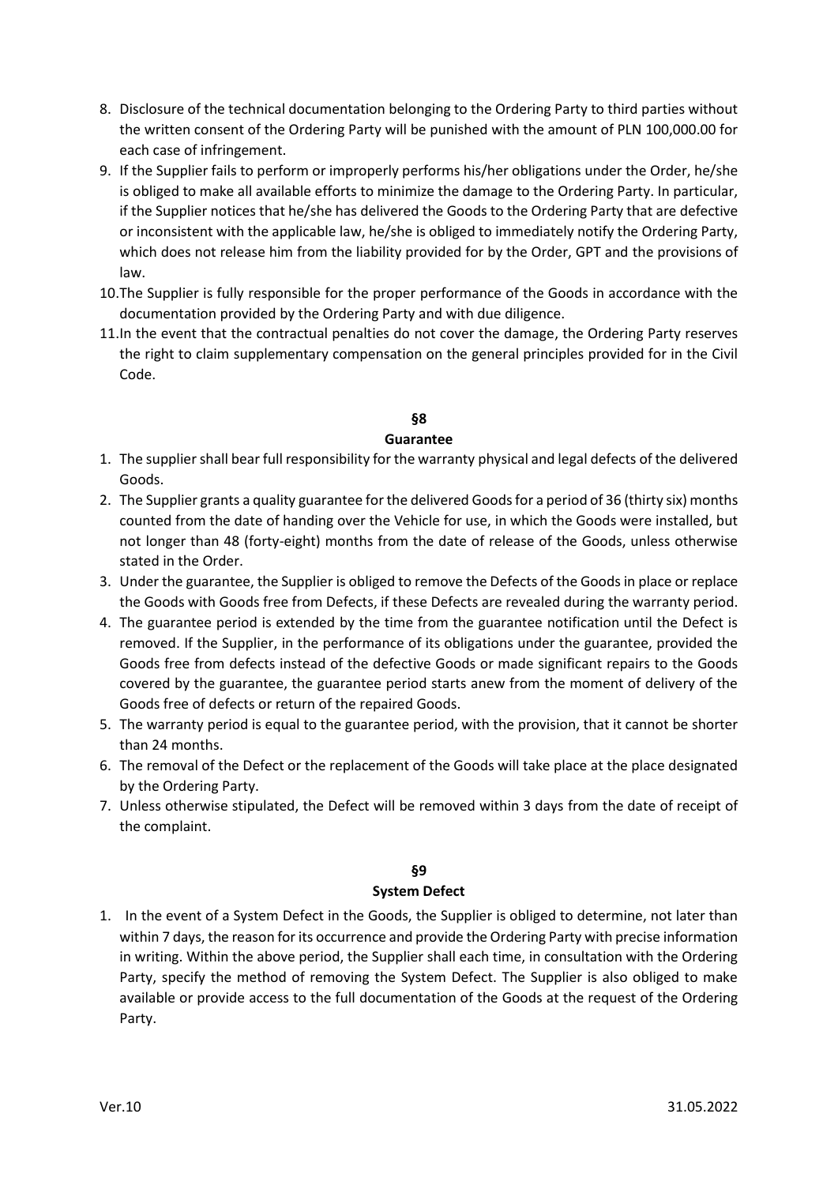8. Disclosure of the technical documentation belonging to the Ordering Party to third parties without the written consent of the Ordering Party will be punished with the amount of PLN 100,000.00 for each case of infringement.
9. If the Supplier fails to perform or improperly performs his/her obligations under the Order, he/she is obliged to make all available efforts to minimize the damage to the Ordering Party. In particular, if the Supplier notices that he/she has delivered the Goods to the Ordering Party that are defective or inconsistent with the applicable law, he/she is obliged to immediately notify the Ordering Party, which does not release him from the liability provided for by the Order, GPT and the provisions of law.
10. The Supplier is fully responsible for the proper performance of the Goods in accordance with the documentation provided by the Ordering Party and with due diligence.
11. In the event that the contractual penalties do not cover the damage, the Ordering Party reserves the right to claim supplementary compensation on the general principles provided for in the Civil Code.

## §8
## Guarantee

1. The supplier shall bear full responsibility for the warranty physical and legal defects of the delivered Goods.
2. The Supplier grants a quality guarantee for the delivered Goods for a period of 36 (thirty six) months counted from the date of handing over the Vehicle for use, in which the Goods were installed, but not longer than 48 (forty-eight) months from the date of release of the Goods, unless otherwise stated in the Order.
3. Under the guarantee, the Supplier is obliged to remove the Defects of the Goods in place or replace the Goods with Goods free from Defects, if these Defects are revealed during the warranty period.
4. The guarantee period is extended by the time from the guarantee notification until the Defect is removed. If the Supplier, in the performance of its obligations under the guarantee, provided the Goods free from defects instead of the defective Goods or made significant repairs to the Goods covered by the guarantee, the guarantee period starts anew from the moment of delivery of the Goods free of defects or return of the repaired Goods.
5. The warranty period is equal to the guarantee period, with the provision, that it cannot be shorter than 24 months.
6. The removal of the Defect or the replacement of the Goods will take place at the place designated by the Ordering Party.
7. Unless otherwise stipulated, the Defect will be removed within 3 days from the date of receipt of the complaint.

## §9
## System Defect

1. In the event of a System Defect in the Goods, the Supplier is obliged to determine, not later than within 7 days, the reason for its occurrence and provide the Ordering Party with precise information in writing. Within the above period, the Supplier shall each time, in consultation with the Ordering Party, specify the method of removing the System Defect. The Supplier is also obliged to make available or provide access to the full documentation of the Goods at the request of the Ordering Party.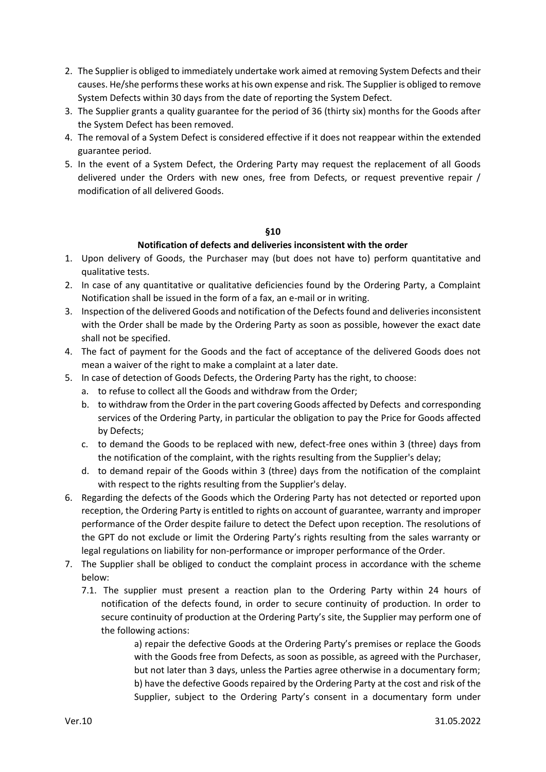2. The Supplier is obliged to immediately undertake work aimed at removing System Defects and their causes. He/she performs these works at his own expense and risk. The Supplier is obliged to remove System Defects within 30 days from the date of reporting the System Defect.
3. The Supplier grants a quality guarantee for the period of 36 (thirty six) months for the Goods after the System Defect has been removed.
4. The removal of a System Defect is considered effective if it does not reappear within the extended guarantee period.
5. In the event of a System Defect, the Ordering Party may request the replacement of all Goods delivered under the Orders with new ones, free from Defects, or request preventive repair / modification of all delivered Goods.

## §10

## Notification of defects and deliveries inconsistent with the order

1. Upon delivery of Goods, the Purchaser may (but does not have to) perform quantitative and qualitative tests.
2. In case of any quantitative or qualitative deficiencies found by the Ordering Party, a Complaint Notification shall be issued in the form of a fax, an e-mail or in writing.
3. Inspection of the delivered Goods and notification of the Defects found and deliveries inconsistent with the Order shall be made by the Ordering Party as soon as possible, however the exact date shall not be specified.
4. The fact of payment for the Goods and the fact of acceptance of the delivered Goods does not mean a waiver of the right to make a complaint at a later date.
5. In case of detection of Goods Defects, the Ordering Party has the right, to choose:
   a. to refuse to collect all the Goods and withdraw from the Order;
   b. to withdraw from the Order in the part covering Goods affected by Defects and corresponding services of the Ordering Party, in particular the obligation to pay the Price for Goods affected by Defects;
   c. to demand the Goods to be replaced with new, defect-free ones within 3 (three) days from the notification of the complaint, with the rights resulting from the Supplier's delay;
   d. to demand repair of the Goods within 3 (three) days from the notification of the complaint with respect to the rights resulting from the Supplier's delay.
6. Regarding the defects of the Goods which the Ordering Party has not detected or reported upon reception, the Ordering Party is entitled to rights on account of guarantee, warranty and improper performance of the Order despite failure to detect the Defect upon reception. The resolutions of the GPT do not exclude or limit the Ordering Party's rights resulting from the sales warranty or legal regulations on liability for non-performance or improper performance of the Order.
7. The Supplier shall be obliged to conduct the complaint process in accordance with the scheme below:
   7.1. The supplier must present a reaction plan to the Ordering Party within 24 hours of notification of the defects found, in order to secure continuity of production. In order to secure continuity of production at the Ordering Party's site, the Supplier may perform one of the following actions:

   a) repair the defective Goods at the Ordering Party's premises or replace the Goods with the Goods free from Defects, as soon as possible, as agreed with the Purchaser, but not later than 3 days, unless the Parties agree otherwise in a documentary form;
   b) have the defective Goods repaired by the Ordering Party at the cost and risk of the Supplier, subject to the Ordering Party's consent in a documentary form under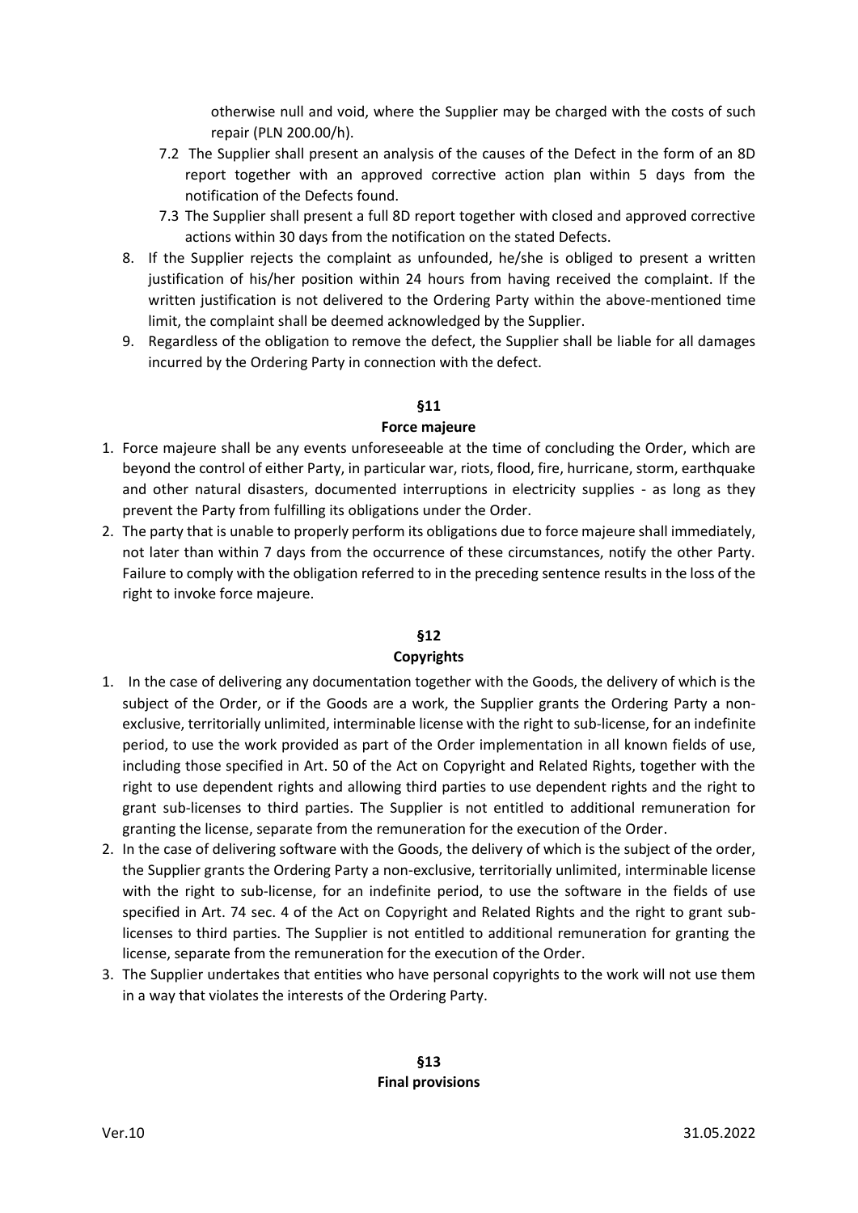otherwise null and void, where the Supplier may be charged with the costs of such repair (PLN 200.00/h).

7.2 The Supplier shall present an analysis of the causes of the Defect in the form of an 8D report together with an approved corrective action plan within 5 days from the notification of the Defects found.

7.3 The Supplier shall present a full 8D report together with closed and approved corrective actions within 30 days from the notification on the stated Defects.

8. If the Supplier rejects the complaint as unfounded, he/she is obliged to present a written justification of his/her position within 24 hours from having received the complaint. If the written justification is not delivered to the Ordering Party within the above-mentioned time limit, the complaint shall be deemed acknowledged by the Supplier.
9. Regardless of the obligation to remove the defect, the Supplier shall be liable for all damages incurred by the Ordering Party in connection with the defect.

## §11
## Force majeure

1. Force majeure shall be any events unforeseeable at the time of concluding the Order, which are beyond the control of either Party, in particular war, riots, flood, fire, hurricane, storm, earthquake and other natural disasters, documented interruptions in electricity supplies - as long as they prevent the Party from fulfilling its obligations under the Order.
2. The party that is unable to properly perform its obligations due to force majeure shall immediately, not later than within 7 days from the occurrence of these circumstances, notify the other Party. Failure to comply with the obligation referred to in the preceding sentence results in the loss of the right to invoke force majeure.

## §12
## Copyrights

1. In the case of delivering any documentation together with the Goods, the delivery of which is the subject of the Order, or if the Goods are a work, the Supplier grants the Ordering Party a non-exclusive, territorially unlimited, interminable license with the right to sub-license, for an indefinite period, to use the work provided as part of the Order implementation in all known fields of use, including those specified in Art. 50 of the Act on Copyright and Related Rights, together with the right to use dependent rights and allowing third parties to use dependent rights and the right to grant sub-licenses to third parties. The Supplier is not entitled to additional remuneration for granting the license, separate from the remuneration for the execution of the Order.
2. In the case of delivering software with the Goods, the delivery of which is the subject of the order, the Supplier grants the Ordering Party a non-exclusive, territorially unlimited, interminable license with the right to sub-license, for an indefinite period, to use the software in the fields of use specified in Art. 74 sec. 4 of the Act on Copyright and Related Rights and the right to grant sub-licenses to third parties. The Supplier is not entitled to additional remuneration for granting the license, separate from the remuneration for the execution of the Order.
3. The Supplier undertakes that entities who have personal copyrights to the work will not use them in a way that violates the interests of the Ordering Party.

## §13
## Final provisions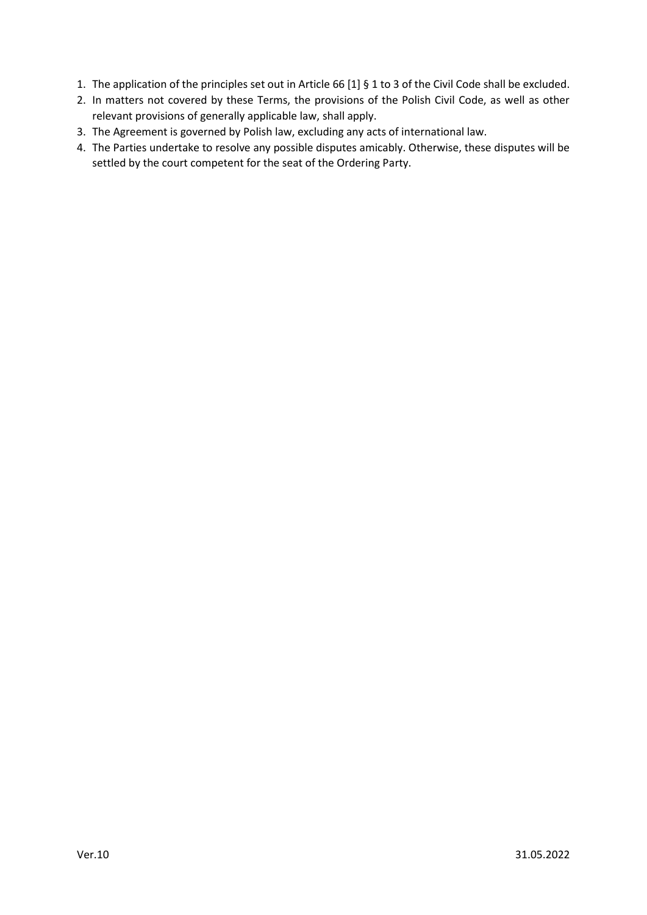1. The application of the principles set out in Article 66 [1] § 1 to 3 of the Civil Code shall be excluded.
2. In matters not covered by these Terms, the provisions of the Polish Civil Code, as well as other relevant provisions of generally applicable law, shall apply.
3. The Agreement is governed by Polish law, excluding any acts of international law.
4. The Parties undertake to resolve any possible disputes amicably. Otherwise, these disputes will be settled by the court competent for the seat of the Ordering Party.

Ver.10 31.05.2022